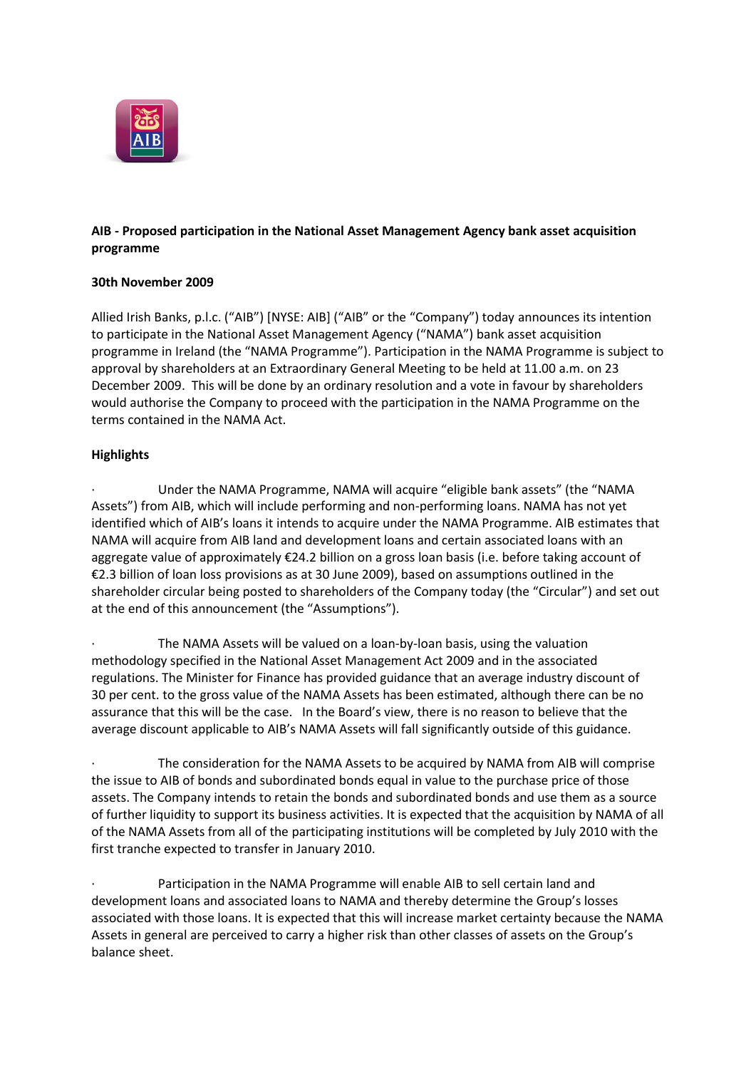**AIB - Proposed participation in the National Asset Management Agency bank asset acquisition programme**

**30th November 2009**

Allied Irish Banks, p.l.c. ("AIB") [NYSE: AIB] ("AIB" or the "Company") today announces its intention to participate in the National Asset Management Agency ("NAMA") bank asset acquisition programme in Ireland (the "NAMA Programme"). Participation in the NAMA Programme is subject to approval by shareholders at an Extraordinary General Meeting to be held at 11.00 a.m. on 23 December 2009. This will be done by an ordinary resolution and a vote in favour by shareholders would authorise the Company to proceed with the participation in the NAMA Programme on the terms contained in the NAMA Act.

**Highlights**

- Under the NAMA Programme, NAMA will acquire "eligible bank assets" (the "NAMA Assets") from AIB, which will include performing and non-performing loans. NAMA has not yet identified which of AIB's loans it intends to acquire under the NAMA Programme. AIB estimates that NAMA will acquire from AIB land and development loans and certain associated loans with an aggregate value of approximately €24.2 billion on a gross loan basis (i.e. before taking account of €2.3 billion of loan loss provisions as at 30 June 2009), based on assumptions outlined in the shareholder circular being posted to shareholders of the Company today (the "Circular") and set out at the end of this announcement (the "Assumptions").

- The NAMA Assets will be valued on a loan-by-loan basis, using the valuation methodology specified in the National Asset Management Act 2009 and in the associated regulations. The Minister for Finance has provided guidance that an average industry discount of 30 per cent. to the gross value of the NAMA Assets has been estimated, although there can be no assurance that this will be the case. In the Board's view, there is no reason to believe that the average discount applicable to AIB's NAMA Assets will fall significantly outside of this guidance.

- The consideration for the NAMA Assets to be acquired by NAMA from AIB will comprise the issue to AIB of bonds and subordinated bonds equal in value to the purchase price of those assets. The Company intends to retain the bonds and subordinated bonds and use them as a source of further liquidity to support its business activities. It is expected that the acquisition by NAMA of all of the NAMA Assets from all of the participating institutions will be completed by July 2010 with the first tranche expected to transfer in January 2010.

- Participation in the NAMA Programme will enable AIB to sell certain land and development loans and associated loans to NAMA and thereby determine the Group's losses associated with those loans. It is expected that this will increase market certainty because the NAMA Assets in general are perceived to carry a higher risk than other classes of assets on the Group's balance sheet.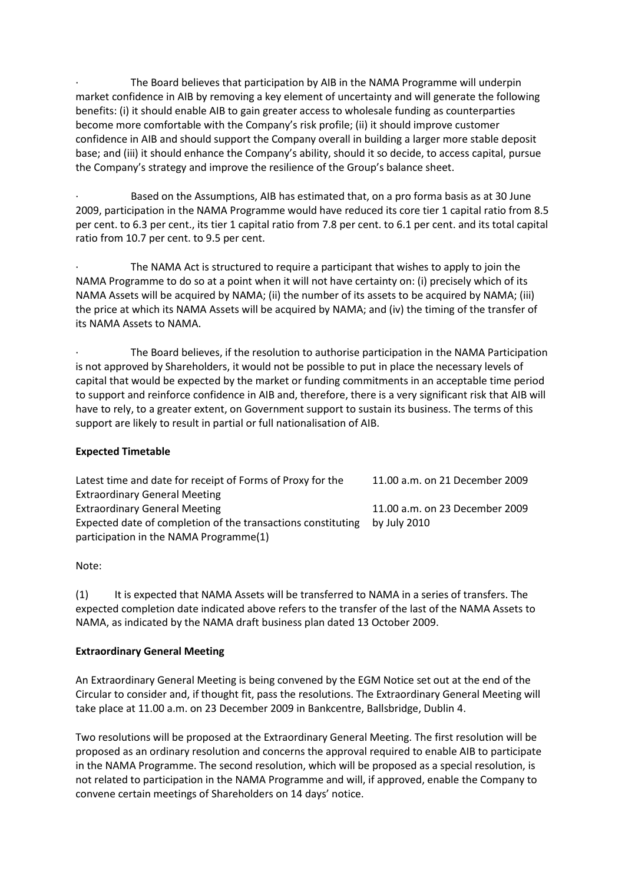- The Board believes that participation by AIB in the NAMA Programme will underpin market confidence in AIB by removing a key element of uncertainty and will generate the following benefits: (i) it should enable AIB to gain greater access to wholesale funding as counterparties become more comfortable with the Company's risk profile; (ii) it should improve customer confidence in AIB and should support the Company overall in building a larger more stable deposit base; and (iii) it should enhance the Company's ability, should it so decide, to access capital, pursue the Company's strategy and improve the resilience of the Group's balance sheet.

- Based on the Assumptions, AIB has estimated that, on a pro forma basis as at 30 June 2009, participation in the NAMA Programme would have reduced its core tier 1 capital ratio from 8.5 per cent. to 6.3 per cent., its tier 1 capital ratio from 7.8 per cent. to 6.1 per cent. and its total capital ratio from 10.7 per cent. to 9.5 per cent.

- The NAMA Act is structured to require a participant that wishes to apply to join the NAMA Programme to do so at a point when it will not have certainty on: (i) precisely which of its NAMA Assets will be acquired by NAMA; (ii) the number of its assets to be acquired by NAMA; (iii) the price at which its NAMA Assets will be acquired by NAMA; and (iv) the timing of the transfer of its NAMA Assets to NAMA.

- The Board believes, if the resolution to authorise participation in the NAMA Participation is not approved by Shareholders, it would not be possible to put in place the necessary levels of capital that would be expected by the market or funding commitments in an acceptable time period to support and reinforce confidence in AIB and, therefore, there is a very significant risk that AIB will have to rely, to a greater extent, on Government support to sustain its business. The terms of this support are likely to result in partial or full nationalisation of AIB.

**Expected Timetable**

| | |
|---|---|
| Latest time and date for receipt of Forms of Proxy for the Extraordinary General Meeting | 11.00 a.m. on 21 December 2009 |
| Extraordinary General Meeting | 11.00 a.m. on 23 December 2009 |
| Expected date of completion of the transactions constituting participation in the NAMA Programme(1) | by July 2010 |

Note:

(1) It is expected that NAMA Assets will be transferred to NAMA in a series of transfers. The expected completion date indicated above refers to the transfer of the last of the NAMA Assets to NAMA, as indicated by the NAMA draft business plan dated 13 October 2009.

**Extraordinary General Meeting**

An Extraordinary General Meeting is being convened by the EGM Notice set out at the end of the Circular to consider and, if thought fit, pass the resolutions. The Extraordinary General Meeting will take place at 11.00 a.m. on 23 December 2009 in Bankcentre, Ballsbridge, Dublin 4.

Two resolutions will be proposed at the Extraordinary General Meeting. The first resolution will be proposed as an ordinary resolution and concerns the approval required to enable AIB to participate in the NAMA Programme. The second resolution, which will be proposed as a special resolution, is not related to participation in the NAMA Programme and will, if approved, enable the Company to convene certain meetings of Shareholders on 14 days' notice.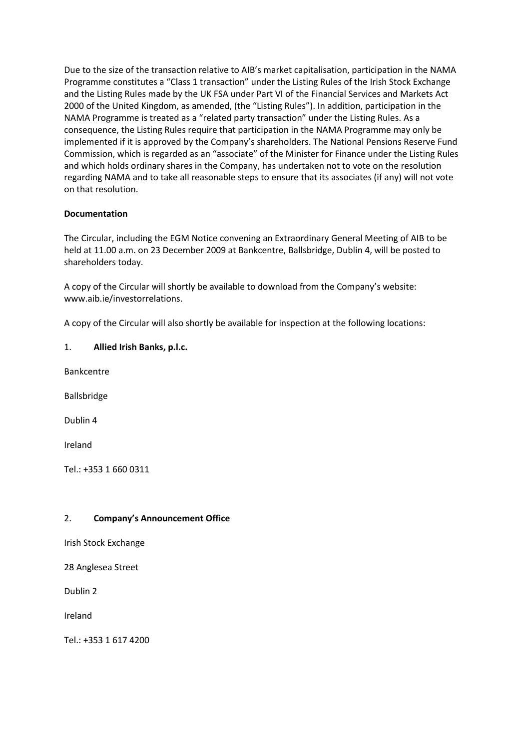Due to the size of the transaction relative to AIB's market capitalisation, participation in the NAMA Programme constitutes a "Class 1 transaction" under the Listing Rules of the Irish Stock Exchange and the Listing Rules made by the UK FSA under Part VI of the Financial Services and Markets Act 2000 of the United Kingdom, as amended, (the "Listing Rules"). In addition, participation in the NAMA Programme is treated as a "related party transaction" under the Listing Rules. As a consequence, the Listing Rules require that participation in the NAMA Programme may only be implemented if it is approved by the Company's shareholders. The National Pensions Reserve Fund Commission, which is regarded as an "associate" of the Minister for Finance under the Listing Rules and which holds ordinary shares in the Company, has undertaken not to vote on the resolution regarding NAMA and to take all reasonable steps to ensure that its associates (if any) will not vote on that resolution.

**Documentation**

The Circular, including the EGM Notice convening an Extraordinary General Meeting of AIB to be held at 11.00 a.m. on 23 December 2009 at Bankcentre, Ballsbridge, Dublin 4, will be posted to shareholders today.

A copy of the Circular will shortly be available to download from the Company's website: www.aib.ie/investorrelations.

A copy of the Circular will also shortly be available for inspection at the following locations:

1. **Allied Irish Banks, p.l.c.**

Bankcentre

Ballsbridge

Dublin 4

Ireland

Tel.: +353 1 660 0311

2. **Company's Announcement Office**

Irish Stock Exchange

28 Anglesea Street

Dublin 2

Ireland

Tel.: +353 1 617 4200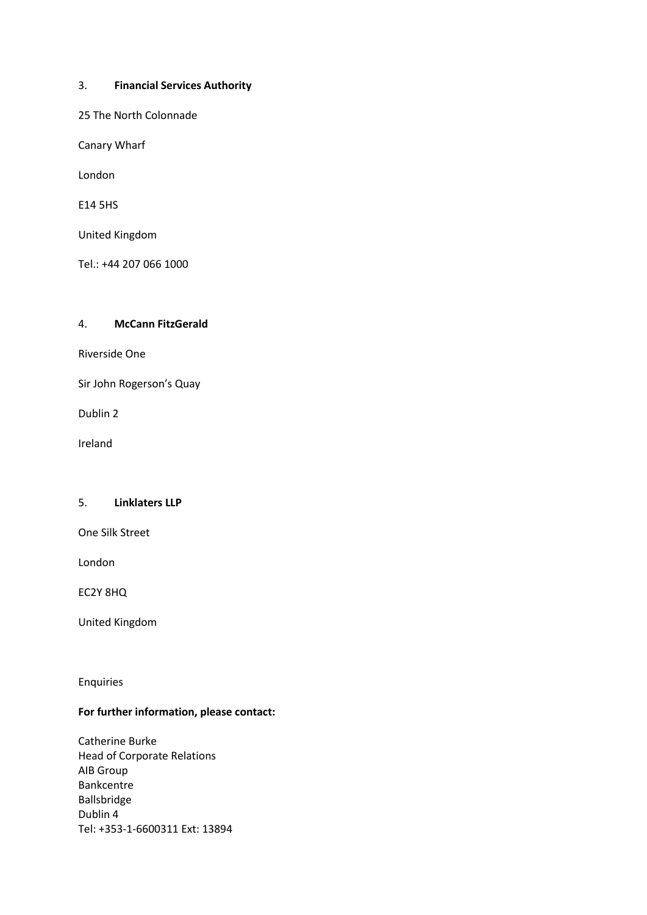3. **Financial Services Authority**

25 The North Colonnade

Canary Wharf

London

E14 5HS

United Kingdom

Tel.: +44 207 066 1000

4. **McCann FitzGerald**

Riverside One

Sir John Rogerson's Quay

Dublin 2

Ireland

5. **Linklaters LLP**

One Silk Street

London

EC2Y 8HQ

United Kingdom

Enquiries

**For further information, please contact:**

Catherine Burke
Head of Corporate Relations
AIB Group
Bankcentre
Ballsbridge
Dublin 4
Tel: +353-1-6600311 Ext: 13894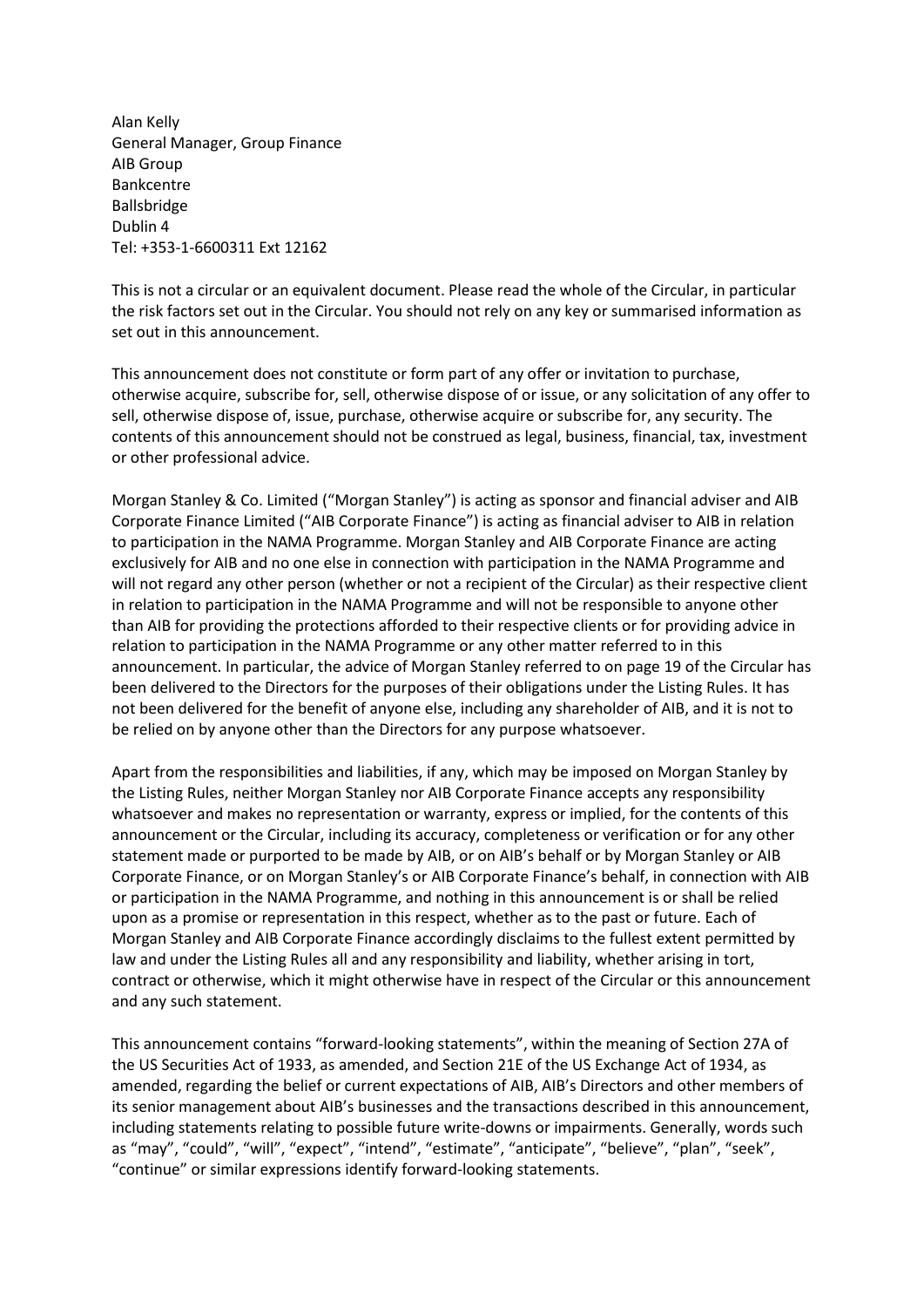Alan Kelly
General Manager, Group Finance
AIB Group
Bankcentre
Ballsbridge
Dublin 4
Tel: +353-1-6600311 Ext 12162

This is not a circular or an equivalent document. Please read the whole of the Circular, in particular the risk factors set out in the Circular. You should not rely on any key or summarised information as set out in this announcement.

This announcement does not constitute or form part of any offer or invitation to purchase, otherwise acquire, subscribe for, sell, otherwise dispose of or issue, or any solicitation of any offer to sell, otherwise dispose of, issue, purchase, otherwise acquire or subscribe for, any security. The contents of this announcement should not be construed as legal, business, financial, tax, investment or other professional advice.

Morgan Stanley & Co. Limited ("Morgan Stanley") is acting as sponsor and financial adviser and AIB Corporate Finance Limited ("AIB Corporate Finance") is acting as financial adviser to AIB in relation to participation in the NAMA Programme. Morgan Stanley and AIB Corporate Finance are acting exclusively for AIB and no one else in connection with participation in the NAMA Programme and will not regard any other person (whether or not a recipient of the Circular) as their respective client in relation to participation in the NAMA Programme and will not be responsible to anyone other than AIB for providing the protections afforded to their respective clients or for providing advice in relation to participation in the NAMA Programme or any other matter referred to in this announcement. In particular, the advice of Morgan Stanley referred to on page 19 of the Circular has been delivered to the Directors for the purposes of their obligations under the Listing Rules. It has not been delivered for the benefit of anyone else, including any shareholder of AIB, and it is not to be relied on by anyone other than the Directors for any purpose whatsoever.

Apart from the responsibilities and liabilities, if any, which may be imposed on Morgan Stanley by the Listing Rules, neither Morgan Stanley nor AIB Corporate Finance accepts any responsibility whatsoever and makes no representation or warranty, express or implied, for the contents of this announcement or the Circular, including its accuracy, completeness or verification or for any other statement made or purported to be made by AIB, or on AIB's behalf or by Morgan Stanley or AIB Corporate Finance, or on Morgan Stanley's or AIB Corporate Finance's behalf, in connection with AIB or participation in the NAMA Programme, and nothing in this announcement is or shall be relied upon as a promise or representation in this respect, whether as to the past or future. Each of Morgan Stanley and AIB Corporate Finance accordingly disclaims to the fullest extent permitted by law and under the Listing Rules all and any responsibility and liability, whether arising in tort, contract or otherwise, which it might otherwise have in respect of the Circular or this announcement and any such statement.

This announcement contains "forward-looking statements", within the meaning of Section 27A of the US Securities Act of 1933, as amended, and Section 21E of the US Exchange Act of 1934, as amended, regarding the belief or current expectations of AIB, AIB's Directors and other members of its senior management about AIB's businesses and the transactions described in this announcement, including statements relating to possible future write-downs or impairments. Generally, words such as "may", "could", "will", "expect", "intend", "estimate", "anticipate", "believe", "plan", "seek", "continue" or similar expressions identify forward-looking statements.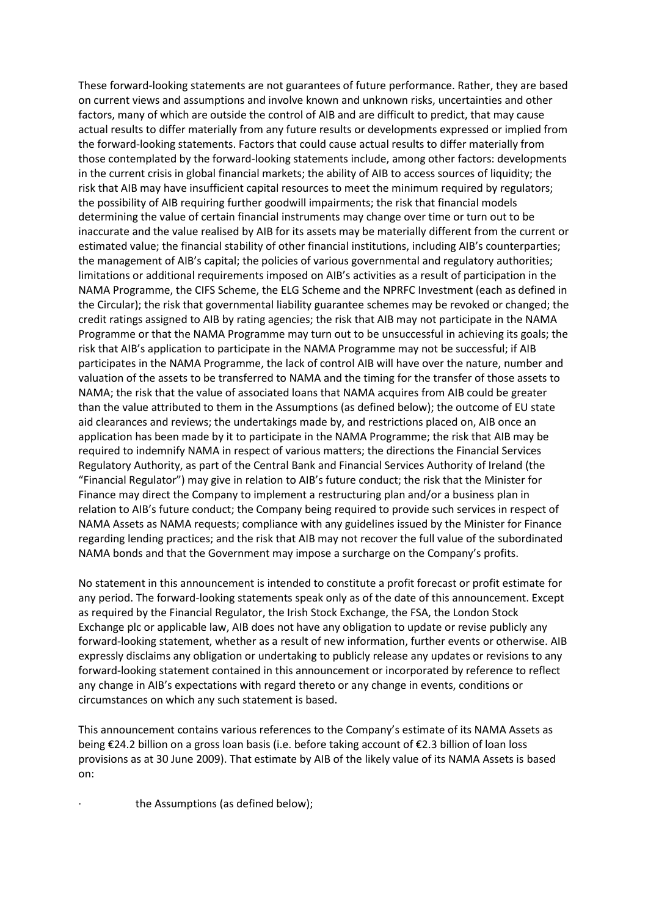These forward-looking statements are not guarantees of future performance. Rather, they are based on current views and assumptions and involve known and unknown risks, uncertainties and other factors, many of which are outside the control of AIB and are difficult to predict, that may cause actual results to differ materially from any future results or developments expressed or implied from the forward-looking statements. Factors that could cause actual results to differ materially from those contemplated by the forward-looking statements include, among other factors: developments in the current crisis in global financial markets; the ability of AIB to access sources of liquidity; the risk that AIB may have insufficient capital resources to meet the minimum required by regulators; the possibility of AIB requiring further goodwill impairments; the risk that financial models determining the value of certain financial instruments may change over time or turn out to be inaccurate and the value realised by AIB for its assets may be materially different from the current or estimated value; the financial stability of other financial institutions, including AIB's counterparties; the management of AIB's capital; the policies of various governmental and regulatory authorities; limitations or additional requirements imposed on AIB's activities as a result of participation in the NAMA Programme, the CIFS Scheme, the ELG Scheme and the NPRFC Investment (each as defined in the Circular); the risk that governmental liability guarantee schemes may be revoked or changed; the credit ratings assigned to AIB by rating agencies; the risk that AIB may not participate in the NAMA Programme or that the NAMA Programme may turn out to be unsuccessful in achieving its goals; the risk that AIB's application to participate in the NAMA Programme may not be successful; if AIB participates in the NAMA Programme, the lack of control AIB will have over the nature, number and valuation of the assets to be transferred to NAMA and the timing for the transfer of those assets to NAMA; the risk that the value of associated loans that NAMA acquires from AIB could be greater than the value attributed to them in the Assumptions (as defined below); the outcome of EU state aid clearances and reviews; the undertakings made by, and restrictions placed on, AIB once an application has been made by it to participate in the NAMA Programme; the risk that AIB may be required to indemnify NAMA in respect of various matters; the directions the Financial Services Regulatory Authority, as part of the Central Bank and Financial Services Authority of Ireland (the "Financial Regulator") may give in relation to AIB's future conduct; the risk that the Minister for Finance may direct the Company to implement a restructuring plan and/or a business plan in relation to AIB's future conduct; the Company being required to provide such services in respect of NAMA Assets as NAMA requests; compliance with any guidelines issued by the Minister for Finance regarding lending practices; and the risk that AIB may not recover the full value of the subordinated NAMA bonds and that the Government may impose a surcharge on the Company's profits.

No statement in this announcement is intended to constitute a profit forecast or profit estimate for any period. The forward-looking statements speak only as of the date of this announcement. Except as required by the Financial Regulator, the Irish Stock Exchange, the FSA, the London Stock Exchange plc or applicable law, AIB does not have any obligation to update or revise publicly any forward-looking statement, whether as a result of new information, further events or otherwise. AIB expressly disclaims any obligation or undertaking to publicly release any updates or revisions to any forward-looking statement contained in this announcement or incorporated by reference to reflect any change in AIB's expectations with regard thereto or any change in events, conditions or circumstances on which any such statement is based.

This announcement contains various references to the Company's estimate of its NAMA Assets as being €24.2 billion on a gross loan basis (i.e. before taking account of €2.3 billion of loan loss provisions as at 30 June 2009). That estimate by AIB of the likely value of its NAMA Assets is based on:

- the Assumptions (as defined below);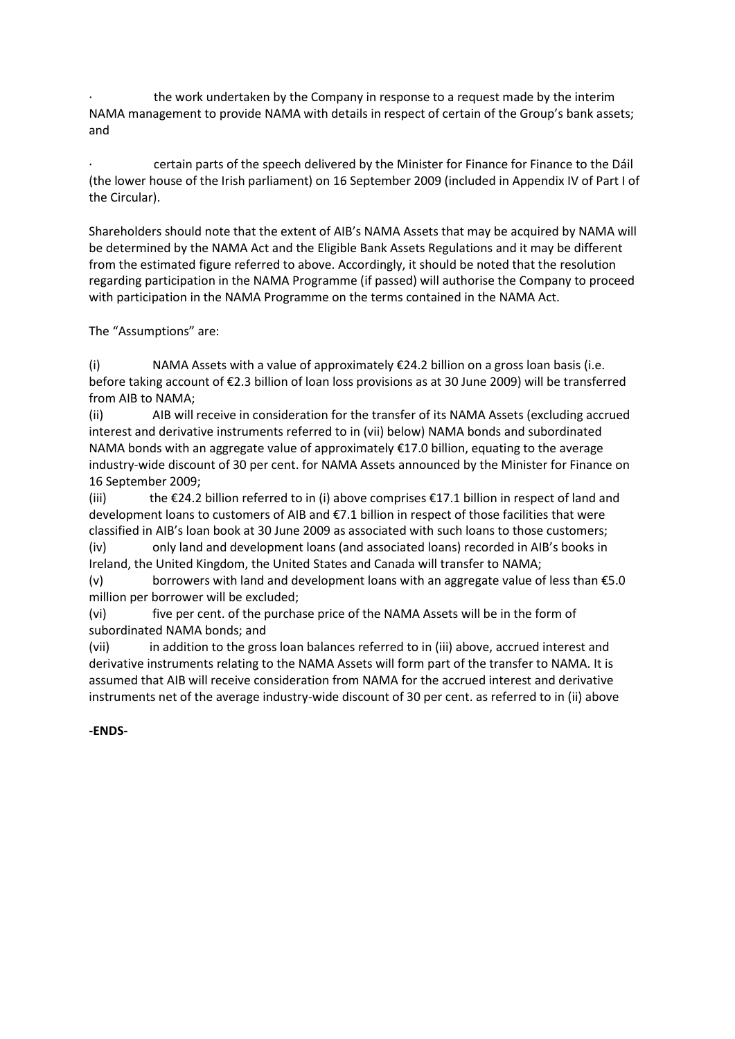- the work undertaken by the Company in response to a request made by the interim NAMA management to provide NAMA with details in respect of certain of the Group's bank assets; and

- certain parts of the speech delivered by the Minister for Finance for Finance to the Dáil (the lower house of the Irish parliament) on 16 September 2009 (included in Appendix IV of Part I of the Circular).

Shareholders should note that the extent of AIB's NAMA Assets that may be acquired by NAMA will be determined by the NAMA Act and the Eligible Bank Assets Regulations and it may be different from the estimated figure referred to above. Accordingly, it should be noted that the resolution regarding participation in the NAMA Programme (if passed) will authorise the Company to proceed with participation in the NAMA Programme on the terms contained in the NAMA Act.

The "Assumptions" are:

(i) NAMA Assets with a value of approximately €24.2 billion on a gross loan basis (i.e. before taking account of €2.3 billion of loan loss provisions as at 30 June 2009) will be transferred from AIB to NAMA;

(ii) AIB will receive in consideration for the transfer of its NAMA Assets (excluding accrued interest and derivative instruments referred to in (vii) below) NAMA bonds and subordinated NAMA bonds with an aggregate value of approximately €17.0 billion, equating to the average industry-wide discount of 30 per cent. for NAMA Assets announced by the Minister for Finance on 16 September 2009;

(iii) the €24.2 billion referred to in (i) above comprises €17.1 billion in respect of land and development loans to customers of AIB and €7.1 billion in respect of those facilities that were classified in AIB's loan book at 30 June 2009 as associated with such loans to those customers;

(iv) only land and development loans (and associated loans) recorded in AIB's books in Ireland, the United Kingdom, the United States and Canada will transfer to NAMA;

(v) borrowers with land and development loans with an aggregate value of less than €5.0 million per borrower will be excluded;

(vi) five per cent. of the purchase price of the NAMA Assets will be in the form of subordinated NAMA bonds; and

(vii) in addition to the gross loan balances referred to in (iii) above, accrued interest and derivative instruments relating to the NAMA Assets will form part of the transfer to NAMA. It is assumed that AIB will receive consideration from NAMA for the accrued interest and derivative instruments net of the average industry-wide discount of 30 per cent. as referred to in (ii) above

**-ENDS-**